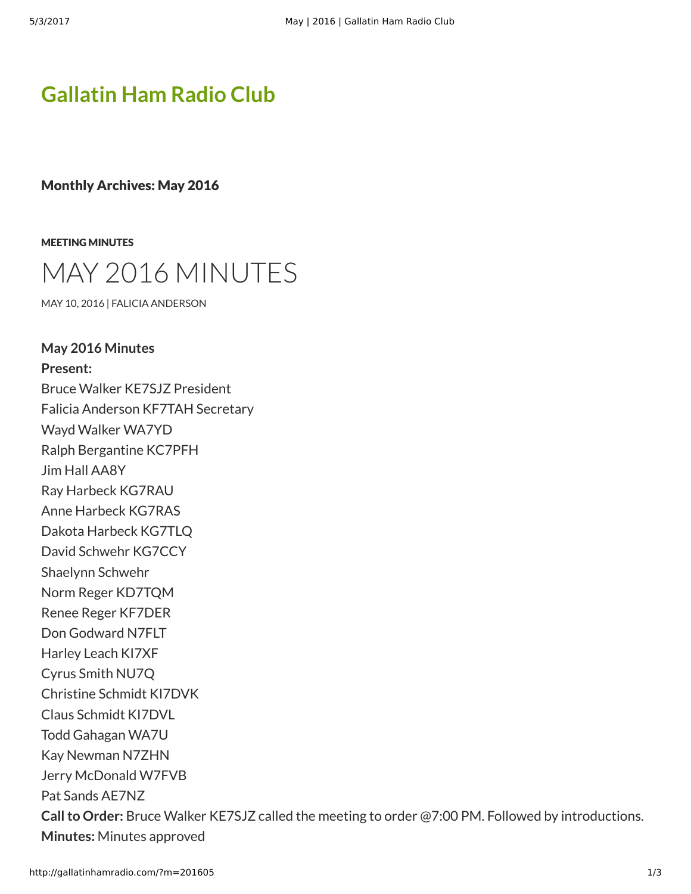# Gallatin Ham Radio Club

## Monthly Archives: May 2016

MEETING MINUTES

# MAY 2016 MINUTES

MAY 10, 2016 | FALICIA ANDERSON

**May 2016 Minutes**
**Present:**
Bruce Walker KE7SJZ President
Falicia Anderson KF7TAH Secretary
Wayd Walker WA7YD
Ralph Bergantine KC7PFH
Jim Hall AA8Y
Ray Harbeck KG7RAU
Anne Harbeck KG7RAS
Dakota Harbeck KG7TLQ
David Schwehr KG7CCY
Shaelynn Schwehr
Norm Reger KD7TQM
Renee Reger KF7DER
Don Godward N7FLT
Harley Leach KI7XF
Cyrus Smith NU7Q
Christine Schmidt KI7DVK
Claus Schmidt KI7DVL
Todd Gahagan WA7U
Kay Newman N7ZHN
Jerry McDonald W7FVB
Pat Sands AE7NZ
**Call to Order:** Bruce Walker KE7SJZ called the meeting to order @7:00 PM. Followed by introductions.
**Minutes:** Minutes approved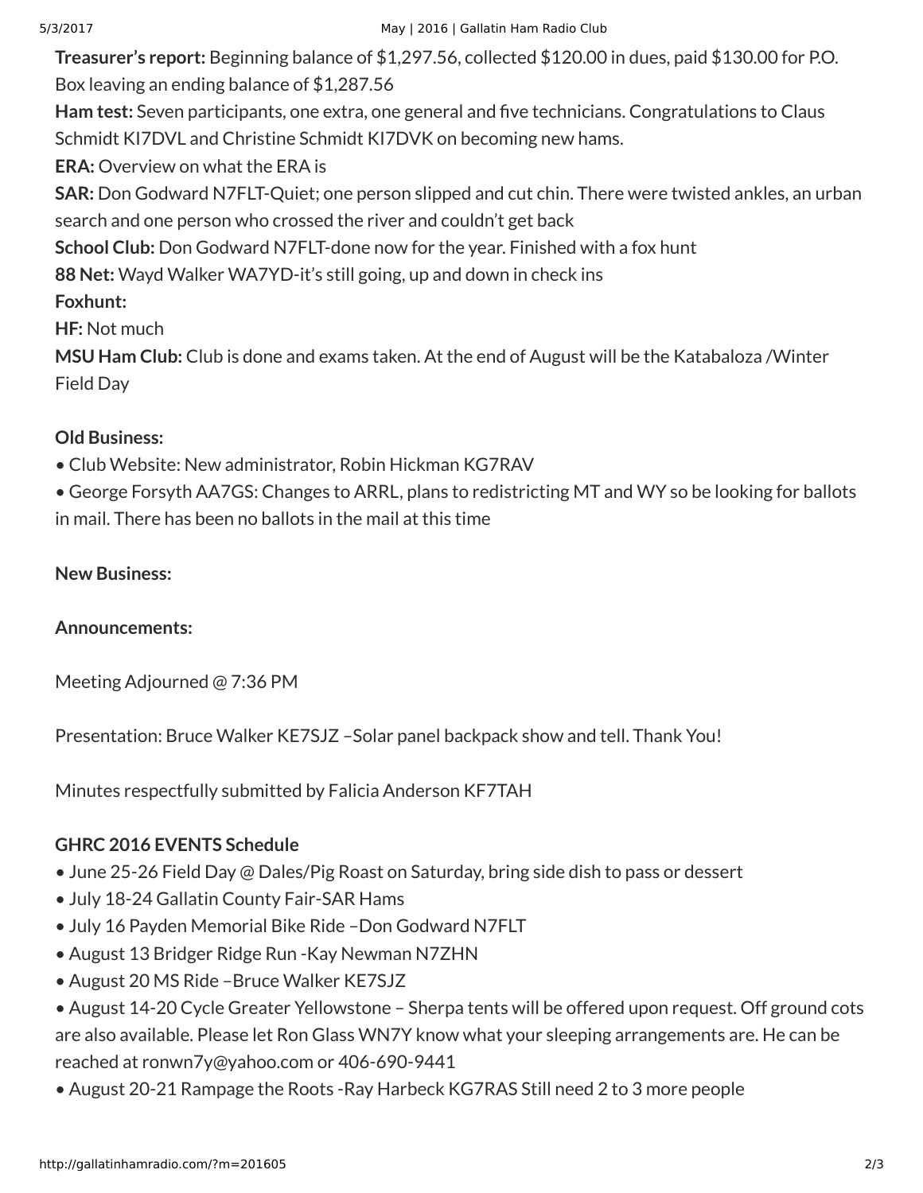**Treasurer's report:** Beginning balance of $1,297.56, collected $120.00 in dues, paid $130.00 for P.O. Box leaving an ending balance of $1,287.56

**Ham test:** Seven participants, one extra, one general and five technicians. Congratulations to Claus Schmidt KI7DVL and Christine Schmidt KI7DVK on becoming new hams.

**ERA:** Overview on what the ERA is

**SAR:** Don Godward N7FLT-Quiet; one person slipped and cut chin. There were twisted ankles, an urban search and one person who crossed the river and couldn't get back

**School Club:** Don Godward N7FLT-done now for the year. Finished with a fox hunt

**88 Net:** Wayd Walker WA7YD-it's still going, up and down in check ins

**Foxhunt:**

**HF:** Not much

**MSU Ham Club:** Club is done and exams taken. At the end of August will be the Katabaloza /Winter Field Day

**Old Business:**

- Club Website: New administrator, Robin Hickman KG7RAV
- George Forsyth AA7GS: Changes to ARRL, plans to redistricting MT and WY so be looking for ballots in mail. There has been no ballots in the mail at this time

**New Business:**

**Announcements:**

Meeting Adjourned @ 7:36 PM

Presentation: Bruce Walker KE7SJZ –Solar panel backpack show and tell. Thank You!

Minutes respectfully submitted by Falicia Anderson KF7TAH

**GHRC 2016 EVENTS Schedule**

- June 25-26 Field Day @ Dales/Pig Roast on Saturday, bring side dish to pass or dessert
- July 18-24 Gallatin County Fair-SAR Hams
- July 16 Payden Memorial Bike Ride –Don Godward N7FLT
- August 13 Bridger Ridge Run -Kay Newman N7ZHN
- August 20 MS Ride –Bruce Walker KE7SJZ
- August 14-20 Cycle Greater Yellowstone – Sherpa tents will be offered upon request. Off ground cots are also available. Please let Ron Glass WN7Y know what your sleeping arrangements are. He can be reached at ronwn7y@yahoo.com or 406-690-9441
- August 20-21 Rampage the Roots -Ray Harbeck KG7RAS Still need 2 to 3 more people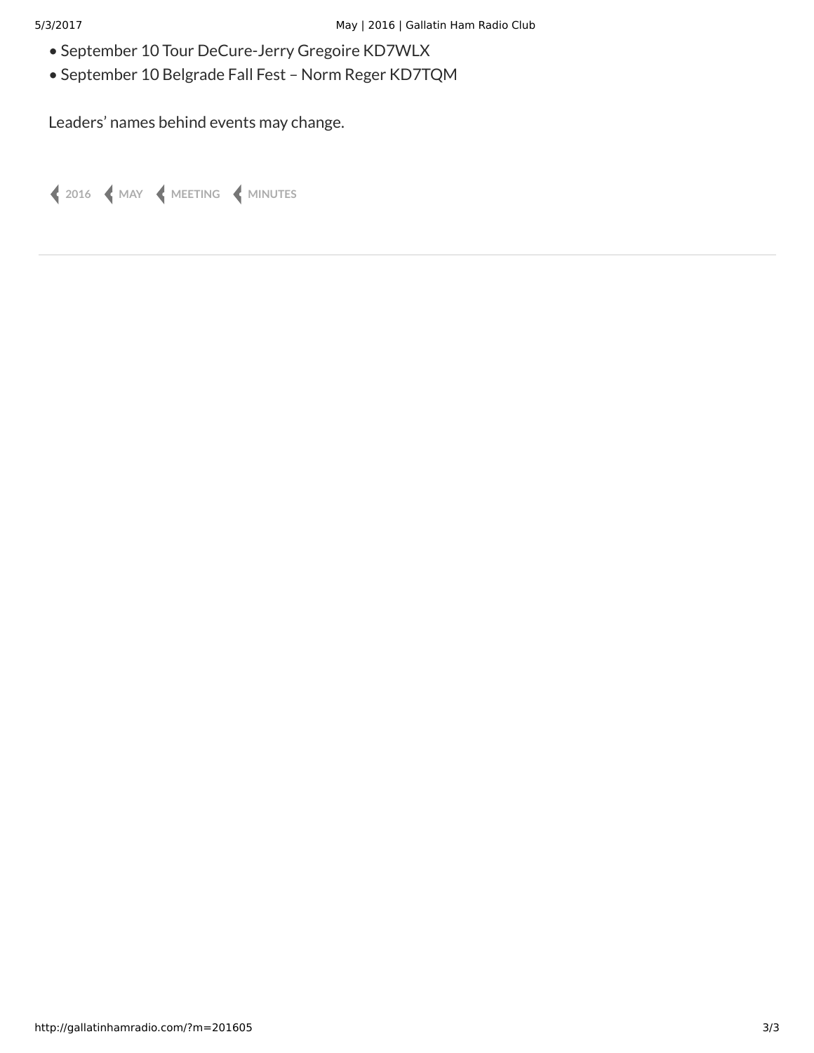- September 10 Tour DeCure-Jerry Gregoire KD7WLX
- September 10 Belgrade Fall Fest – Norm Reger KD7TQM

Leaders' names behind events may change.

2016 MAY MEETING MINUTES